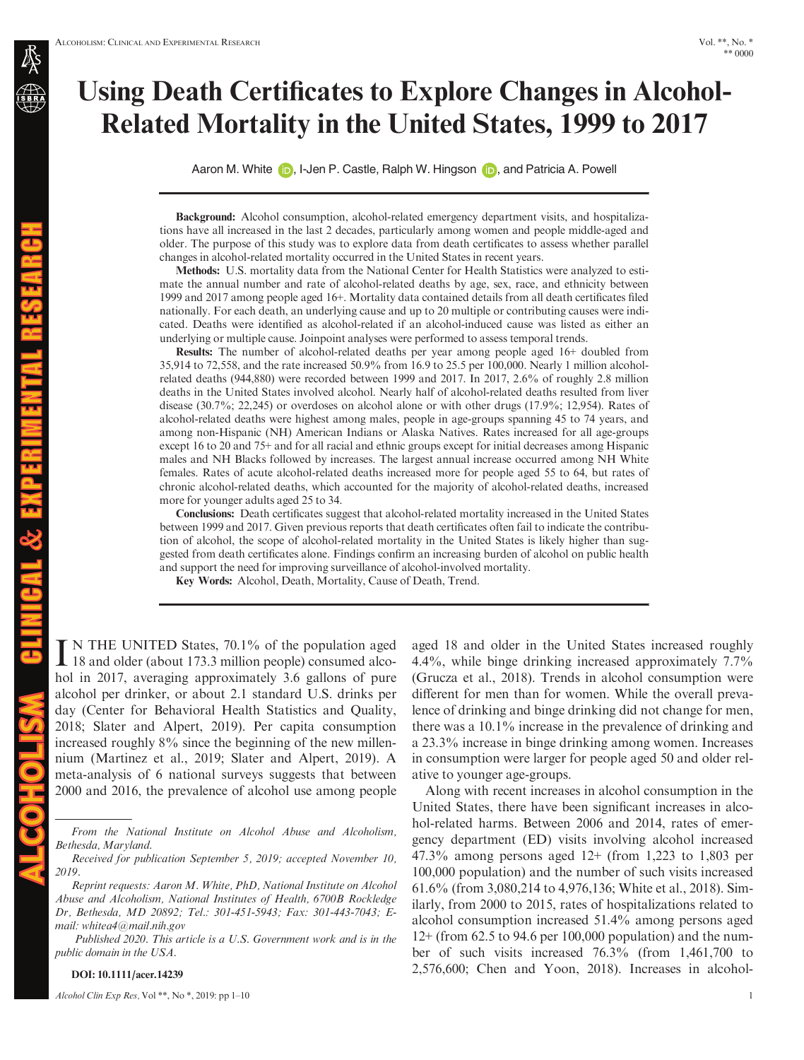# Using Death Certificates to Explore Changes in Alcohol-Related Mortality in the United States, 1999 to 2017

Aaron M. White, I-Jen P. Castle, Ralph W. Hingson, and Patricia A. Powell

**Background:** Alcohol consumption, alcohol-related emergency department visits, and hospitalizations have all increased in the last 2 decades, particularly among women and people middle-aged and older. The purpose of this study was to explore data from death certificates to assess whether parallel changes in alcohol-related mortality occurred in the United States in recent years.

**Methods:** U.S. mortality data from the National Center for Health Statistics were analyzed to estimate the annual number and rate of alcohol-related deaths by age, sex, race, and ethnicity between 1999 and 2017 among people aged 16+. Mortality data contained details from all death certificates filed nationally. For each death, an underlying cause and up to 20 multiple or contributing causes were indicated. Deaths were identified as alcohol-related if an alcohol-induced cause was listed as either an underlying or multiple cause. Joinpoint analyses were performed to assess temporal trends.

**Results:** The number of alcohol-related deaths per year among people aged 16+ doubled from 35,914 to 72,558, and the rate increased 50.9% from 16.9 to 25.5 per 100,000. Nearly 1 million alcohol-related deaths (944,880) were recorded between 1999 and 2017. In 2017, 2.6% of roughly 2.8 million deaths in the United States involved alcohol. Nearly half of alcohol-related deaths resulted from liver disease (30.7%; 22,245) or overdoses on alcohol alone or with other drugs (17.9%; 12,954). Rates of alcohol-related deaths were highest among males, people in age-groups spanning 45 to 74 years, and among non-Hispanic (NH) American Indians or Alaska Natives. Rates increased for all age-groups except 16 to 20 and 75+ and for all racial and ethnic groups except for initial decreases among Hispanic males and NH Blacks followed by increases. The largest annual increase occurred among NH White females. Rates of acute alcohol-related deaths increased more for people aged 55 to 64, but rates of chronic alcohol-related deaths, which accounted for the majority of alcohol-related deaths, increased more for younger adults aged 25 to 34.

**Conclusions:** Death certificates suggest that alcohol-related mortality increased in the United States between 1999 and 2017. Given previous reports that death certificates often fail to indicate the contribution of alcohol, the scope of alcohol-related mortality in the United States is likely higher than suggested from death certificates alone. Findings confirm an increasing burden of alcohol on public health and support the need for improving surveillance of alcohol-involved mortality.

**Key Words:** Alcohol, Death, Mortality, Cause of Death, Trend.

IN THE UNITED States, 70.1% of the population aged 18 and older (about 173.3 million people) consumed alcohol in 2017, averaging approximately 3.6 gallons of pure alcohol per drinker, or about 2.1 standard U.S. drinks per day (Center for Behavioral Health Statistics and Quality, 2018; Slater and Alpert, 2019). Per capita consumption increased roughly 8% since the beginning of the new millennium (Martinez et al., 2019; Slater and Alpert, 2019). A meta-analysis of 6 national surveys suggests that between 2000 and 2016, the prevalence of alcohol use among people aged 18 and older in the United States increased roughly 4.4%, while binge drinking increased approximately 7.7% (Grucza et al., 2018). Trends in alcohol consumption were different for men than for women. While the overall prevalence of drinking and binge drinking did not change for men, there was a 10.1% increase in the prevalence of drinking and a 23.3% increase in binge drinking among women. Increases in consumption were larger for people aged 50 and older relative to younger age-groups.

Along with recent increases in alcohol consumption in the United States, there have been significant increases in alcohol-related harms. Between 2006 and 2014, rates of emergency department (ED) visits involving alcohol increased 47.3% among persons aged 12+ (from 1,223 to 1,803 per 100,000 population) and the number of such visits increased 61.6% (from 3,080,214 to 4,976,136; White et al., 2018). Similarly, from 2000 to 2015, rates of hospitalizations related to alcohol consumption increased 51.4% among persons aged 12+ (from 62.5 to 94.6 per 100,000 population) and the number of such visits increased 76.3% (from 1,461,700 to 2,576,600; Chen and Yoon, 2018). Increases in alcohol-

*From the National Institute on Alcohol Abuse and Alcoholism, Bethesda, Maryland.*

*Received for publication September 5, 2019; accepted November 10, 2019.*

*Reprint requests: Aaron M. White, PhD, National Institute on Alcohol Abuse and Alcoholism, National Institutes of Health, 6700B Rockledge Dr, Bethesda, MD 20892; Tel.: 301-451-5943; Fax: 301-443-7043; E-mail: whitea4@mail.nih.gov*

*Published 2020. This article is a U.S. Government work and is in the public domain in the USA.*

**DOI: 10.1111/acer.14239**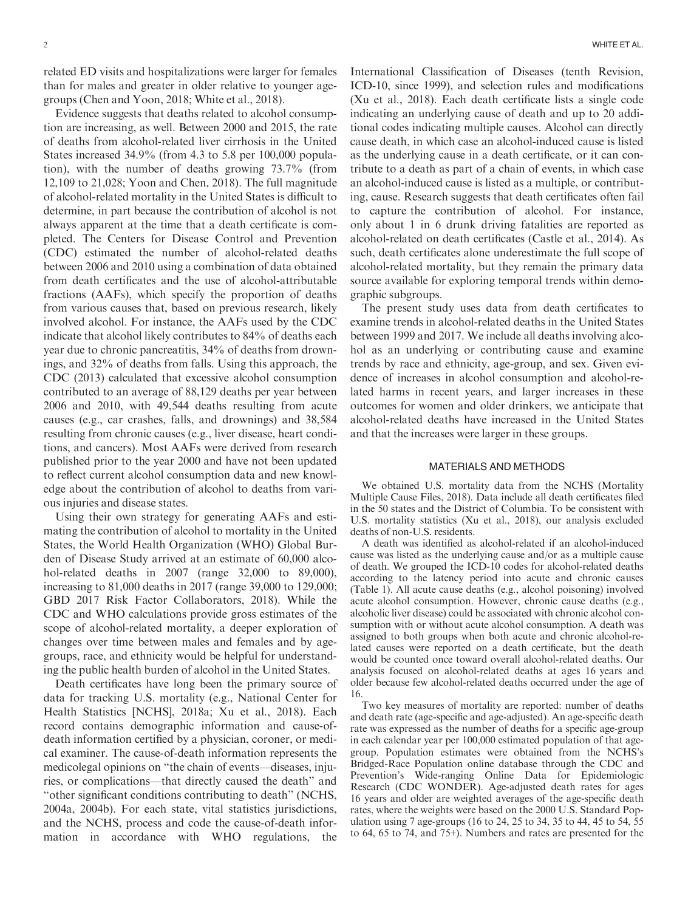related ED visits and hospitalizations were larger for females than for males and greater in older relative to younger age-groups (Chen and Yoon, 2018; White et al., 2018).

Evidence suggests that deaths related to alcohol consumption are increasing, as well. Between 2000 and 2015, the rate of deaths from alcohol-related liver cirrhosis in the United States increased 34.9% (from 4.3 to 5.8 per 100,000 population), with the number of deaths growing 73.7% (from 12,109 to 21,028; Yoon and Chen, 2018). The full magnitude of alcohol-related mortality in the United States is difficult to determine, in part because the contribution of alcohol is not always apparent at the time that a death certificate is completed. The Centers for Disease Control and Prevention (CDC) estimated the number of alcohol-related deaths between 2006 and 2010 using a combination of data obtained from death certificates and the use of alcohol-attributable fractions (AAFs), which specify the proportion of deaths from various causes that, based on previous research, likely involved alcohol. For instance, the AAFs used by the CDC indicate that alcohol likely contributes to 84% of deaths each year due to chronic pancreatitis, 34% of deaths from drownings, and 32% of deaths from falls. Using this approach, the CDC (2013) calculated that excessive alcohol consumption contributed to an average of 88,129 deaths per year between 2006 and 2010, with 49,544 deaths resulting from acute causes (e.g., car crashes, falls, and drownings) and 38,584 resulting from chronic causes (e.g., liver disease, heart conditions, and cancers). Most AAFs were derived from research published prior to the year 2000 and have not been updated to reflect current alcohol consumption data and new knowledge about the contribution of alcohol to deaths from various injuries and disease states.

Using their own strategy for generating AAFs and estimating the contribution of alcohol to mortality in the United States, the World Health Organization (WHO) Global Burden of Disease Study arrived at an estimate of 60,000 alcohol-related deaths in 2007 (range 32,000 to 89,000), increasing to 81,000 deaths in 2017 (range 39,000 to 129,000; GBD 2017 Risk Factor Collaborators, 2018). While the CDC and WHO calculations provide gross estimates of the scope of alcohol-related mortality, a deeper exploration of changes over time between males and females and by age-groups, race, and ethnicity would be helpful for understanding the public health burden of alcohol in the United States.

Death certificates have long been the primary source of data for tracking U.S. mortality (e.g., National Center for Health Statistics [NCHS], 2018a; Xu et al., 2018). Each record contains demographic information and cause-of-death information certified by a physician, coroner, or medical examiner. The cause-of-death information represents the medicolegal opinions on "the chain of events—diseases, injuries, or complications—that directly caused the death" and "other significant conditions contributing to death" (NCHS, 2004a, 2004b). For each state, vital statistics jurisdictions, and the NCHS, process and code the cause-of-death information in accordance with WHO regulations, the International Classification of Diseases (tenth Revision, ICD-10, since 1999), and selection rules and modifications (Xu et al., 2018). Each death certificate lists a single code indicating an underlying cause of death and up to 20 additional codes indicating multiple causes. Alcohol can directly cause death, in which case an alcohol-induced cause is listed as the underlying cause in a death certificate, or it can contribute to a death as part of a chain of events, in which case an alcohol-induced cause is listed as a multiple, or contributing, cause. Research suggests that death certificates often fail to capture the contribution of alcohol. For instance, only about 1 in 6 drunk driving fatalities are reported as alcohol-related on death certificates (Castle et al., 2014). As such, death certificates alone underestimate the full scope of alcohol-related mortality, but they remain the primary data source available for exploring temporal trends within demographic subgroups.

The present study uses data from death certificates to examine trends in alcohol-related deaths in the United States between 1999 and 2017. We include all deaths involving alcohol as an underlying or contributing cause and examine trends by race and ethnicity, age-group, and sex. Given evidence of increases in alcohol consumption and alcohol-related harms in recent years, and larger increases in these outcomes for women and older drinkers, we anticipate that alcohol-related deaths have increased in the United States and that the increases were larger in these groups.

## MATERIALS AND METHODS

We obtained U.S. mortality data from the NCHS (Mortality Multiple Cause Files, 2018). Data include all death certificates filed in the 50 states and the District of Columbia. To be consistent with U.S. mortality statistics (Xu et al., 2018), our analysis excluded deaths of non-U.S. residents.

A death was identified as alcohol-related if an alcohol-induced cause was listed as the underlying cause and/or as a multiple cause of death. We grouped the ICD-10 codes for alcohol-related deaths according to the latency period into acute and chronic causes (Table 1). All acute cause deaths (e.g., alcohol poisoning) involved acute alcohol consumption. However, chronic cause deaths (e.g., alcoholic liver disease) could be associated with chronic alcohol consumption with or without acute alcohol consumption. A death was assigned to both groups when both acute and chronic alcohol-related causes were reported on a death certificate, but the death would be counted once toward overall alcohol-related deaths. Our analysis focused on alcohol-related deaths at ages 16 years and older because few alcohol-related deaths occurred under the age of 16.

Two key measures of mortality are reported: number of deaths and death rate (age-specific and age-adjusted). An age-specific death rate was expressed as the number of deaths for a specific age-group in each calendar year per 100,000 estimated population of that age-group. Population estimates were obtained from the NCHS's Bridged-Race Population online database through the CDC and Prevention's Wide-ranging Online Data for Epidemiologic Research (CDC WONDER). Age-adjusted death rates for ages 16 years and older are weighted averages of the age-specific death rates, where the weights were based on the 2000 U.S. Standard Population using 7 age-groups (16 to 24, 25 to 34, 35 to 44, 45 to 54, 55 to 64, 65 to 74, and 75+). Numbers and rates are presented for the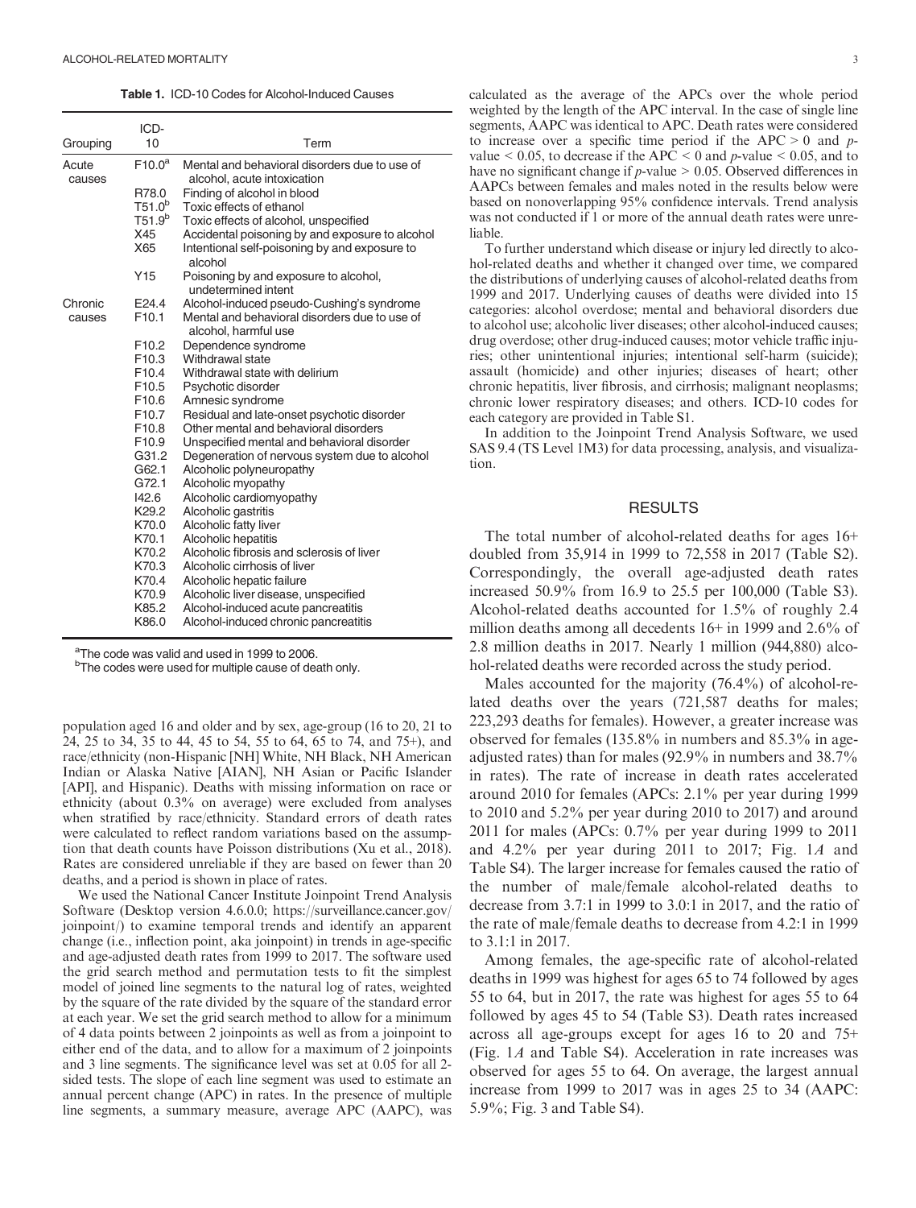**Table 1.** ICD-10 Codes for Alcohol-Induced Causes

| Grouping | ICD-10 | Term |
|---|---|---|
| Acute causes | F10.0[a] | Mental and behavioral disorders due to use of alcohol, acute intoxication |
| | R78.0 | Finding of alcohol in blood |
| | T51.0[b] | Toxic effects of ethanol |
| | T51.9[b] | Toxic effects of alcohol, unspecified |
| | X45 | Accidental poisoning by and exposure to alcohol |
| | X65 | Intentional self-poisoning by and exposure to alcohol |
| | Y15 | Poisoning by and exposure to alcohol, undetermined intent |
| Chronic causes | E24.4 | Alcohol-induced pseudo-Cushing's syndrome |
| | F10.1 | Mental and behavioral disorders due to use of alcohol, harmful use |
| | F10.2 | Dependence syndrome |
| | F10.3 | Withdrawal state |
| | F10.4 | Withdrawal state with delirium |
| | F10.5 | Psychotic disorder |
| | F10.6 | Amnesic syndrome |
| | F10.7 | Residual and late-onset psychotic disorder |
| | F10.8 | Other mental and behavioral disorders |
| | F10.9 | Unspecified mental and behavioral disorder |
| | G31.2 | Degeneration of nervous system due to alcohol |
| | G62.1 | Alcoholic polyneuropathy |
| | G72.1 | Alcoholic myopathy |
| | I42.6 | Alcoholic cardiomyopathy |
| | K29.2 | Alcoholic gastritis |
| | K70.0 | Alcoholic fatty liver |
| | K70.1 | Alcoholic hepatitis |
| | K70.2 | Alcoholic fibrosis and sclerosis of liver |
| | K70.3 | Alcoholic cirrhosis of liver |
| | K70.4 | Alcoholic hepatic failure |
| | K70.9 | Alcoholic liver disease, unspecified |
| | K85.2 | Alcohol-induced acute pancreatitis |
| | K86.0 | Alcohol-induced chronic pancreatitis |

[a]The code was valid and used in 1999 to 2006.
[b]The codes were used for multiple cause of death only.

population aged 16 and older and by sex, age-group (16 to 20, 21 to 24, 25 to 34, 35 to 44, 45 to 54, 55 to 64, 65 to 74, and 75+), and race/ethnicity (non-Hispanic [NH] White, NH Black, NH American Indian or Alaska Native [AIAN], NH Asian or Pacific Islander [API], and Hispanic). Deaths with missing information on race or ethnicity (about 0.3% on average) were excluded from analyses when stratified by race/ethnicity. Standard errors of death rates were calculated to reflect random variations based on the assumption that death counts have Poisson distributions (Xu et al., 2018). Rates are considered unreliable if they are based on fewer than 20 deaths, and a period is shown in place of rates.

We used the National Cancer Institute Joinpoint Trend Analysis Software (Desktop version 4.6.0.0; https://surveillance.cancer.gov/joinpoint/) to examine temporal trends and identify an apparent change (i.e., inflection point, aka joinpoint) in trends in age-specific and age-adjusted death rates from 1999 to 2017. The software used the grid search method and permutation tests to fit the simplest model of joined line segments to the natural log of rates, weighted by the square of the rate divided by the square of the standard error at each year. We set the grid search method to allow for a minimum of 4 data points between 2 joinpoints as well as from a joinpoint to either end of the data, and to allow for a maximum of 2 joinpoints and 3 line segments. The significance level was set at 0.05 for all 2-sided tests. The slope of each line segment was used to estimate an annual percent change (APC) in rates. In the presence of multiple line segments, a summary measure, average APC (AAPC), was calculated as the average of the APCs over the whole period weighted by the length of the APC interval. In the case of single line segments, AAPC was identical to APC. Death rates were considered to increase over a specific time period if the APC $> 0$ and $p$-value $< 0.05$, to decrease if the APC $< 0$ and $p$-value $< 0.05$, and to have no significant change if $p$-value $> 0.05$. Observed differences in AAPCs between females and males noted in the results below were based on nonoverlapping 95% confidence intervals. Trend analysis was not conducted if 1 or more of the annual death rates were unreliable.

To further understand which disease or injury led directly to alcohol-related deaths and whether it changed over time, we compared the distributions of underlying causes of alcohol-related deaths from 1999 and 2017. Underlying causes of deaths were divided into 15 categories: alcohol overdose; mental and behavioral disorders due to alcohol use; alcoholic liver diseases; other alcohol-induced causes; drug overdose; other drug-induced causes; motor vehicle traffic injuries; other unintentional injuries; intentional self-harm (suicide); assault (homicide) and other injuries; diseases of heart; other chronic hepatitis, liver fibrosis, and cirrhosis; malignant neoplasms; chronic lower respiratory diseases; and others. ICD-10 codes for each category are provided in Table S1.

In addition to the Joinpoint Trend Analysis Software, we used SAS 9.4 (TS Level 1M3) for data processing, analysis, and visualization.

## RESULTS

The total number of alcohol-related deaths for ages 16+ doubled from 35,914 in 1999 to 72,558 in 2017 (Table S2). Correspondingly, the overall age-adjusted death rates increased 50.9% from 16.9 to 25.5 per 100,000 (Table S3). Alcohol-related deaths accounted for 1.5% of roughly 2.4 million deaths among all decedents 16+ in 1999 and 2.6% of 2.8 million deaths in 2017. Nearly 1 million (944,880) alcohol-related deaths were recorded across the study period.

Males accounted for the majority (76.4%) of alcohol-related deaths over the years (721,587 deaths for males; 223,293 deaths for females). However, a greater increase was observed for females (135.8% in numbers and 85.3% in age-adjusted rates) than for males (92.9% in numbers and 38.7% in rates). The rate of increase in death rates accelerated around 2010 for females (APCs: 2.1% per year during 1999 to 2010 and 5.2% per year during 2010 to 2017) and around 2011 for males (APCs: 0.7% per year during 1999 to 2011 and 4.2% per year during 2011 to 2017; Fig. 1*A* and Table S4). The larger increase for females caused the ratio of the number of male/female alcohol-related deaths to decrease from 3.7:1 in 1999 to 3.0:1 in 2017, and the ratio of the rate of male/female deaths to decrease from 4.2:1 in 1999 to 3.1:1 in 2017.

Among females, the age-specific rate of alcohol-related deaths in 1999 was highest for ages 65 to 74 followed by ages 55 to 64, but in 2017, the rate was highest for ages 55 to 64 followed by ages 45 to 54 (Table S3). Death rates increased across all age-groups except for ages 16 to 20 and 75+ (Fig. 1*A* and Table S4). Acceleration in rate increases was observed for ages 55 to 64. On average, the largest annual increase from 1999 to 2017 was in ages 25 to 34 (AAPC: 5.9%; Fig. 3 and Table S4).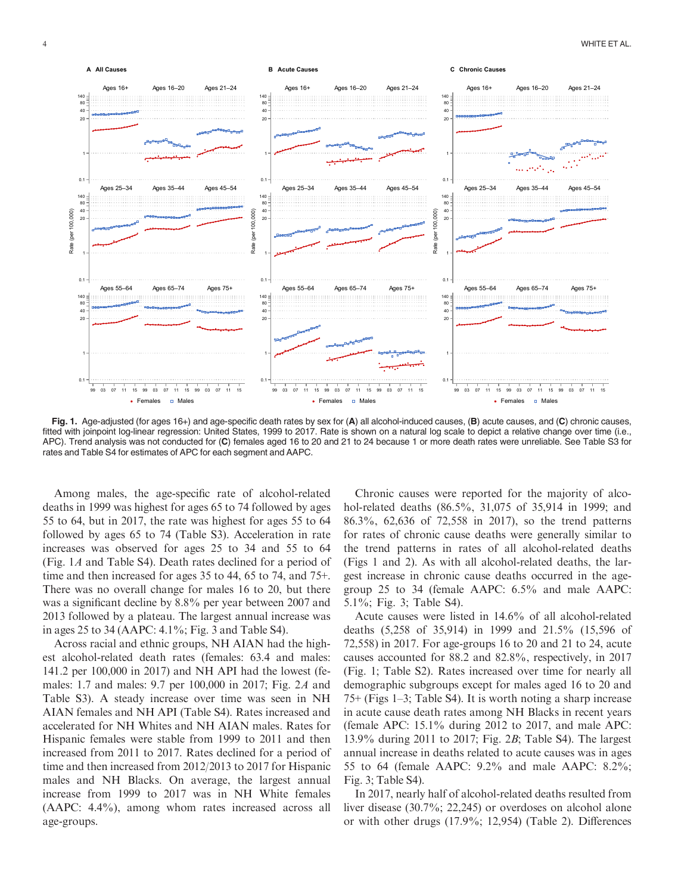**Fig. 1.** Age-adjusted (for ages 16+) and age-specific death rates by sex for (**A**) all alcohol-induced causes, (**B**) acute causes, and (**C**) chronic causes, fitted with joinpoint log-linear regression: United States, 1999 to 2017. Rate is shown on a natural log scale to depict a relative change over time (i.e., APC). Trend analysis was not conducted for (**C**) females aged 16 to 20 and 21 to 24 because 1 or more death rates were unreliable. See Table S3 for rates and Table S4 for estimates of APC for each segment and AAPC.

Among males, the age-specific rate of alcohol-related deaths in 1999 was highest for ages 65 to 74 followed by ages 55 to 64, but in 2017, the rate was highest for ages 55 to 64 followed by ages 65 to 74 (Table S3). Acceleration in rate increases was observed for ages 25 to 34 and 55 to 64 (Fig. 1*A* and Table S4). Death rates declined for a period of time and then increased for ages 35 to 44, 65 to 74, and 75+. There was no overall change for males 16 to 20, but there was a significant decline by 8.8% per year between 2007 and 2013 followed by a plateau. The largest annual increase was in ages 25 to 34 (AAPC: 4.1%; Fig. 3 and Table S4).

Across racial and ethnic groups, NH AIAN had the highest alcohol-related death rates (females: 63.4 and males: 141.2 per 100,000 in 2017) and NH API had the lowest (females: 1.7 and males: 9.7 per 100,000 in 2017; Fig. 2*A* and Table S3). A steady increase over time was seen in NH AIAN females and NH API (Table S4). Rates increased and accelerated for NH Whites and NH AIAN males. Rates for Hispanic females were stable from 1999 to 2011 and then increased from 2011 to 2017. Rates declined for a period of time and then increased from 2012/2013 to 2017 for Hispanic males and NH Blacks. On average, the largest annual increase from 1999 to 2017 was in NH White females (AAPC: 4.4%), among whom rates increased across all age-groups.

Chronic causes were reported for the majority of alcohol-related deaths (86.5%, 31,075 of 35,914 in 1999; and 86.3%, 62,636 of 72,558 in 2017), so the trend patterns for rates of chronic cause deaths were generally similar to the trend patterns in rates of all alcohol-related deaths (Figs 1 and 2). As with all alcohol-related deaths, the largest increase in chronic cause deaths occurred in the age-group 25 to 34 (female AAPC: 6.5% and male AAPC: 5.1%; Fig. 3; Table S4).

Acute causes were listed in 14.6% of all alcohol-related deaths (5,258 of 35,914) in 1999 and 21.5% (15,596 of 72,558) in 2017. For age-groups 16 to 20 and 21 to 24, acute causes accounted for 88.2 and 82.8%, respectively, in 2017 (Fig. 1; Table S2). Rates increased over time for nearly all demographic subgroups except for males aged 16 to 20 and 75+ (Figs 1–3; Table S4). It is worth noting a sharp increase in acute cause death rates among NH Blacks in recent years (female APC: 15.1% during 2012 to 2017, and male APC: 13.9% during 2011 to 2017; Fig. 2*B*; Table S4). The largest annual increase in deaths related to acute causes was in ages 55 to 64 (female AAPC: 9.2% and male AAPC: 8.2%; Fig. 3; Table S4).

In 2017, nearly half of alcohol-related deaths resulted from liver disease (30.7%; 22,245) or overdoses on alcohol alone or with other drugs (17.9%; 12,954) (Table 2). Differences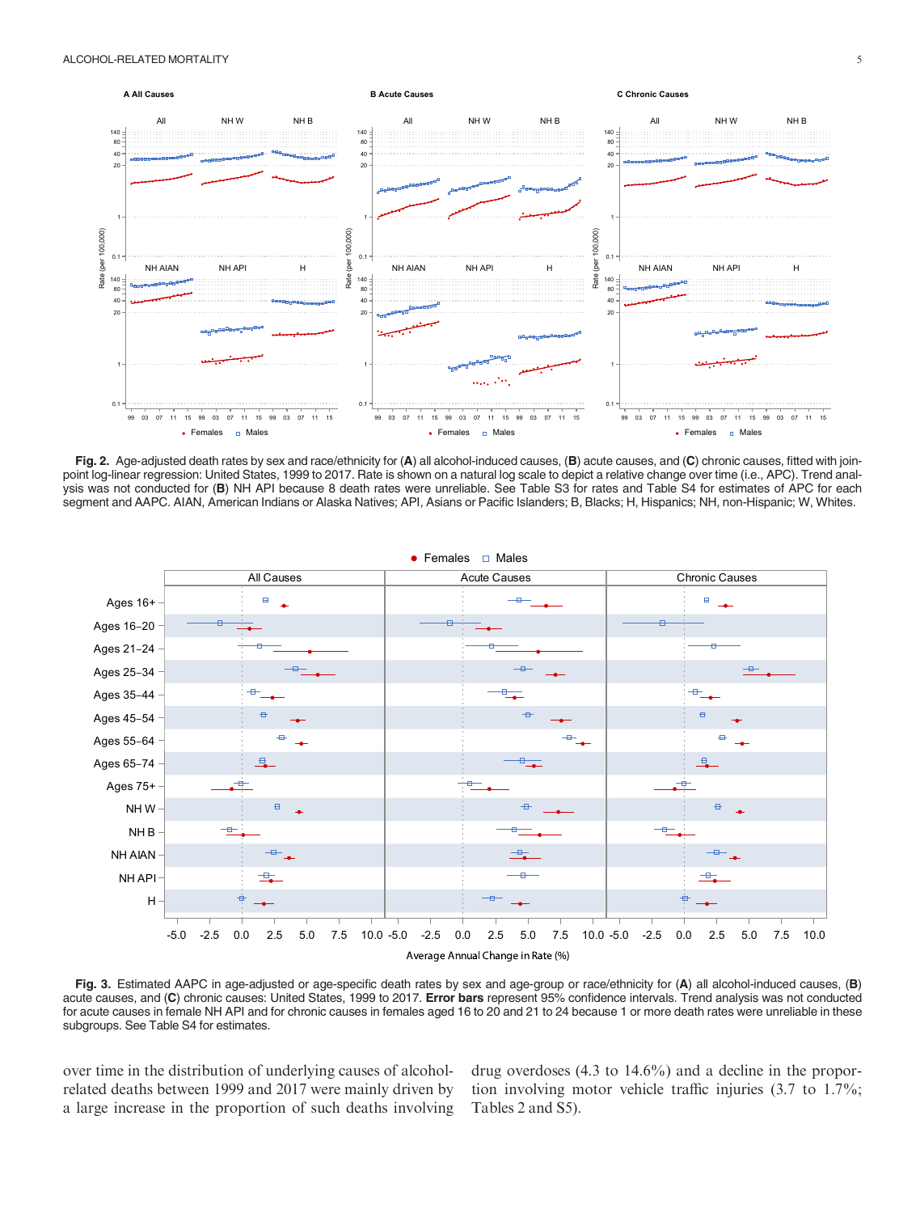**Fig. 2.** Age-adjusted death rates by sex and race/ethnicity for (**A**) all alcohol-induced causes, (**B**) acute causes, and (**C**) chronic causes, fitted with joinpoint log-linear regression: United States, 1999 to 2017. Rate is shown on a natural log scale to depict a relative change over time (i.e., APC). Trend analysis was not conducted for (**B**) NH API because 8 death rates were unreliable. See Table S3 for rates and Table S4 for estimates of APC for each segment and AAPC. AIAN, American Indians or Alaska Natives; API, Asians or Pacific Islanders; B, Blacks; H, Hispanics; NH, non-Hispanic; W, Whites.

**Fig. 3.** Estimated AAPC in age-adjusted or age-specific death rates by sex and age-group or race/ethnicity for (**A**) all alcohol-induced causes, (**B**) acute causes, and (**C**) chronic causes: United States, 1999 to 2017. **Error bars** represent 95% confidence intervals. Trend analysis was not conducted for acute causes in female NH API and for chronic causes in females aged 16 to 20 and 21 to 24 because 1 or more death rates were unreliable in these subgroups. See Table S4 for estimates.

over time in the distribution of underlying causes of alcohol-related deaths between 1999 and 2017 were mainly driven by a large increase in the proportion of such deaths involving drug overdoses (4.3 to 14.6%) and a decline in the proportion involving motor vehicle traffic injuries (3.7 to 1.7%; Tables 2 and S5).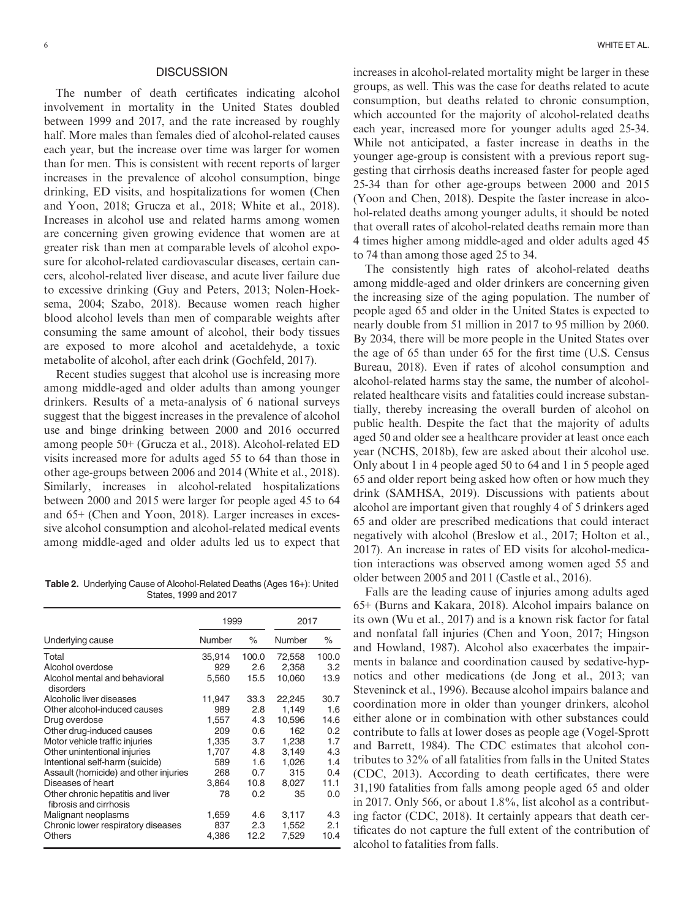## DISCUSSION

The number of death certificates indicating alcohol involvement in mortality in the United States doubled between 1999 and 2017, and the rate increased by roughly half. More males than females died of alcohol-related causes each year, but the increase over time was larger for women than for men. This is consistent with recent reports of larger increases in the prevalence of alcohol consumption, binge drinking, ED visits, and hospitalizations for women (Chen and Yoon, 2018; Grucza et al., 2018; White et al., 2018). Increases in alcohol use and related harms among women are concerning given growing evidence that women are at greater risk than men at comparable levels of alcohol exposure for alcohol-related cardiovascular diseases, certain cancers, alcohol-related liver disease, and acute liver failure due to excessive drinking (Guy and Peters, 2013; Nolen-Hoeksema, 2004; Szabo, 2018). Because women reach higher blood alcohol levels than men of comparable weights after consuming the same amount of alcohol, their body tissues are exposed to more alcohol and acetaldehyde, a toxic metabolite of alcohol, after each drink (Gochfeld, 2017).

Recent studies suggest that alcohol use is increasing more among middle-aged and older adults than among younger drinkers. Results of a meta-analysis of 6 national surveys suggest that the biggest increases in the prevalence of alcohol use and binge drinking between 2000 and 2016 occurred among people 50+ (Grucza et al., 2018). Alcohol-related ED visits increased more for adults aged 55 to 64 than those in other age-groups between 2006 and 2014 (White et al., 2018). Similarly, increases in alcohol-related hospitalizations between 2000 and 2015 were larger for people aged 45 to 64 and 65+ (Chen and Yoon, 2018). Larger increases in excessive alcohol consumption and alcohol-related medical events among middle-aged and older adults led us to expect that increases in alcohol-related mortality might be larger in these groups, as well. This was the case for deaths related to acute consumption, but deaths related to chronic consumption, which accounted for the majority of alcohol-related deaths each year, increased more for younger adults aged 25-34. While not anticipated, a faster increase in deaths in the younger age-group is consistent with a previous report suggesting that cirrhosis deaths increased faster for people aged 25-34 than for other age-groups between 2000 and 2015 (Yoon and Chen, 2018). Despite the faster increase in alcohol-related deaths among younger adults, it should be noted that overall rates of alcohol-related deaths remain more than 4 times higher among middle-aged and older adults aged 45 to 74 than among those aged 25 to 34.

**Table 2.** Underlying Cause of Alcohol-Related Deaths (Ages 16+): United States, 1999 and 2017

| | 1999 | | 2017 | |
|---|---|---|---|---|
| Underlying cause | Number | % | Number | % |
| Total | 35,914 | 100.0 | 72,558 | 100.0 |
| Alcohol overdose | 929 | 2.6 | 2,358 | 3.2 |
| Alcohol mental and behavioral disorders | 5,560 | 15.5 | 10,060 | 13.9 |
| Alcoholic liver diseases | 11,947 | 33.3 | 22,245 | 30.7 |
| Other alcohol-induced causes | 989 | 2.8 | 1,149 | 1.6 |
| Drug overdose | 1,557 | 4.3 | 10,596 | 14.6 |
| Other drug-induced causes | 209 | 0.6 | 162 | 0.2 |
| Motor vehicle traffic injuries | 1,335 | 3.7 | 1,238 | 1.7 |
| Other unintentional injuries | 1,707 | 4.8 | 3,149 | 4.3 |
| Intentional self-harm (suicide) | 589 | 1.6 | 1,026 | 1.4 |
| Assault (homicide) and other injuries | 268 | 0.7 | 315 | 0.4 |
| Diseases of heart | 3,864 | 10.8 | 8,027 | 11.1 |
| Other chronic hepatitis and liver fibrosis and cirrhosis | 78 | 0.2 | 35 | 0.0 |
| Malignant neoplasms | 1,659 | 4.6 | 3,117 | 4.3 |
| Chronic lower respiratory diseases | 837 | 2.3 | 1,552 | 2.1 |
| Others | 4,386 | 12.2 | 7,529 | 10.4 |

The consistently high rates of alcohol-related deaths among middle-aged and older drinkers are concerning given the increasing size of the aging population. The number of people aged 65 and older in the United States is expected to nearly double from 51 million in 2017 to 95 million by 2060. By 2034, there will be more people in the United States over the age of 65 than under 65 for the first time (U.S. Census Bureau, 2018). Even if rates of alcohol consumption and alcohol-related harms stay the same, the number of alcohol-related healthcare visits and fatalities could increase substantially, thereby increasing the overall burden of alcohol on public health. Despite the fact that the majority of adults aged 50 and older see a healthcare provider at least once each year (NCHS, 2018b), few are asked about their alcohol use. Only about 1 in 4 people aged 50 to 64 and 1 in 5 people aged 65 and older report being asked how often or how much they drink (SAMHSA, 2019). Discussions with patients about alcohol are important given that roughly 4 of 5 drinkers aged 65 and older are prescribed medications that could interact negatively with alcohol (Breslow et al., 2017; Holton et al., 2017). An increase in rates of ED visits for alcohol-medication interactions was observed among women aged 55 and older between 2005 and 2011 (Castle et al., 2016).

Falls are the leading cause of injuries among adults aged 65+ (Burns and Kakara, 2018). Alcohol impairs balance on its own (Wu et al., 2017) and is a known risk factor for fatal and nonfatal fall injuries (Chen and Yoon, 2017; Hingson and Howland, 1987). Alcohol also exacerbates the impairments in balance and coordination caused by sedative-hypnotics and other medications (de Jong et al., 2013; van Steveninck et al., 1996). Because alcohol impairs balance and coordination more in older than younger drinkers, alcohol either alone or in combination with other substances could contribute to falls at lower doses as people age (Vogel-Sprott and Barrett, 1984). The CDC estimates that alcohol contributes to 32% of all fatalities from falls in the United States (CDC, 2013). According to death certificates, there were 31,190 fatalities from falls among people aged 65 and older in 2017. Only 566, or about 1.8%, list alcohol as a contributing factor (CDC, 2018). It certainly appears that death certificates do not capture the full extent of the contribution of alcohol to fatalities from falls.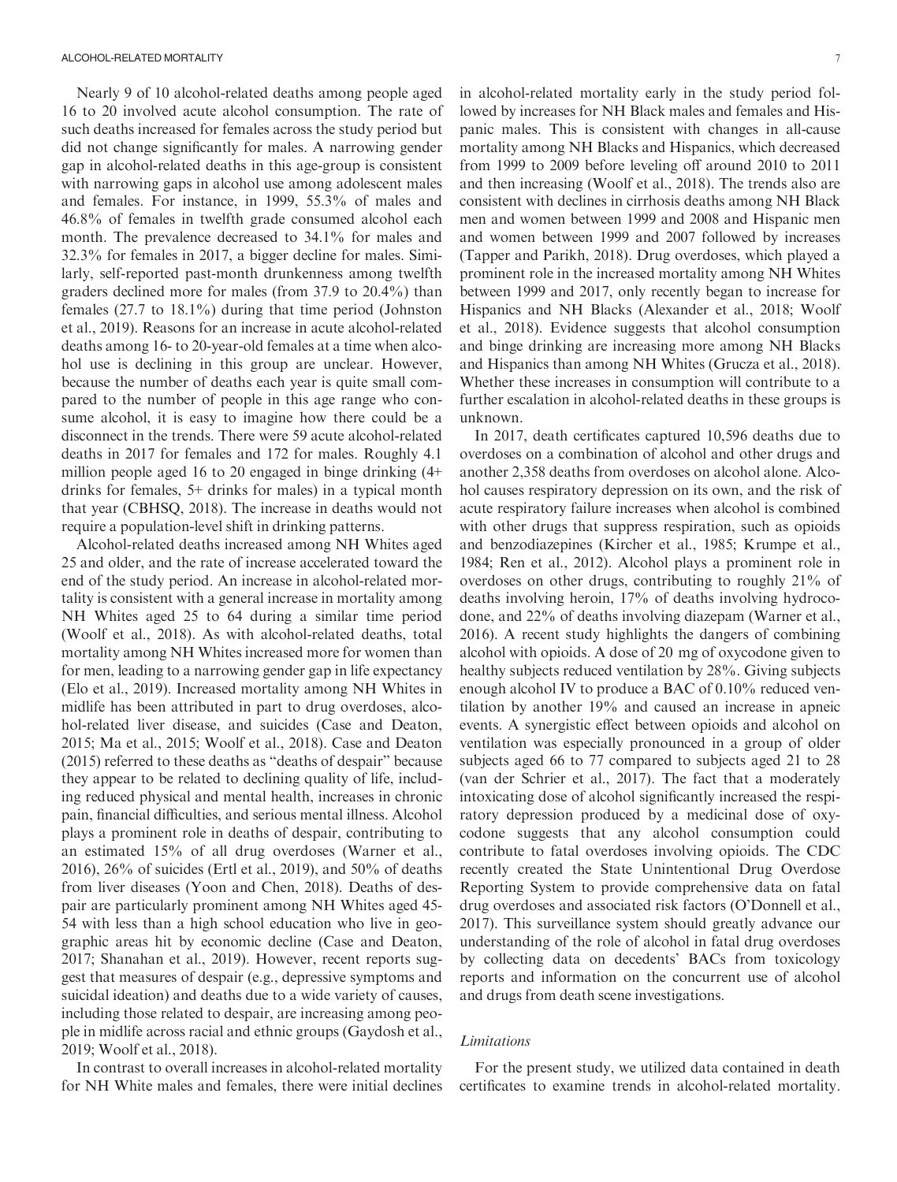Nearly 9 of 10 alcohol-related deaths among people aged 16 to 20 involved acute alcohol consumption. The rate of such deaths increased for females across the study period but did not change significantly for males. A narrowing gender gap in alcohol-related deaths in this age-group is consistent with narrowing gaps in alcohol use among adolescent males and females. For instance, in 1999, 55.3% of males and 46.8% of females in twelfth grade consumed alcohol each month. The prevalence decreased to 34.1% for males and 32.3% for females in 2017, a bigger decline for males. Similarly, self-reported past-month drunkenness among twelfth graders declined more for males (from 37.9 to 20.4%) than females (27.7 to 18.1%) during that time period (Johnston et al., 2019). Reasons for an increase in acute alcohol-related deaths among 16- to 20-year-old females at a time when alcohol use is declining in this group are unclear. However, because the number of deaths each year is quite small compared to the number of people in this age range who consume alcohol, it is easy to imagine how there could be a disconnect in the trends. There were 59 acute alcohol-related deaths in 2017 for females and 172 for males. Roughly 4.1 million people aged 16 to 20 engaged in binge drinking (4+ drinks for females, 5+ drinks for males) in a typical month that year (CBHSQ, 2018). The increase in deaths would not require a population-level shift in drinking patterns.

Alcohol-related deaths increased among NH Whites aged 25 and older, and the rate of increase accelerated toward the end of the study period. An increase in alcohol-related mortality is consistent with a general increase in mortality among NH Whites aged 25 to 64 during a similar time period (Woolf et al., 2018). As with alcohol-related deaths, total mortality among NH Whites increased more for women than for men, leading to a narrowing gender gap in life expectancy (Elo et al., 2019). Increased mortality among NH Whites in midlife has been attributed in part to drug overdoses, alcohol-related liver disease, and suicides (Case and Deaton, 2015; Ma et al., 2015; Woolf et al., 2018). Case and Deaton (2015) referred to these deaths as "deaths of despair" because they appear to be related to declining quality of life, including reduced physical and mental health, increases in chronic pain, financial difficulties, and serious mental illness. Alcohol plays a prominent role in deaths of despair, contributing to an estimated 15% of all drug overdoses (Warner et al., 2016), 26% of suicides (Ertl et al., 2019), and 50% of deaths from liver diseases (Yoon and Chen, 2018). Deaths of despair are particularly prominent among NH Whites aged 45-54 with less than a high school education who live in geographic areas hit by economic decline (Case and Deaton, 2017; Shanahan et al., 2019). However, recent reports suggest that measures of despair (e.g., depressive symptoms and suicidal ideation) and deaths due to a wide variety of causes, including those related to despair, are increasing among people in midlife across racial and ethnic groups (Gaydosh et al., 2019; Woolf et al., 2018).

In contrast to overall increases in alcohol-related mortality for NH White males and females, there were initial declines in alcohol-related mortality early in the study period followed by increases for NH Black males and females and Hispanic males. This is consistent with changes in all-cause mortality among NH Blacks and Hispanics, which decreased from 1999 to 2009 before leveling off around 2010 to 2011 and then increasing (Woolf et al., 2018). The trends also are consistent with declines in cirrhosis deaths among NH Black men and women between 1999 and 2008 and Hispanic men and women between 1999 and 2007 followed by increases (Tapper and Parikh, 2018). Drug overdoses, which played a prominent role in the increased mortality among NH Whites between 1999 and 2017, only recently began to increase for Hispanics and NH Blacks (Alexander et al., 2018; Woolf et al., 2018). Evidence suggests that alcohol consumption and binge drinking are increasing more among NH Blacks and Hispanics than among NH Whites (Grucza et al., 2018). Whether these increases in consumption will contribute to a further escalation in alcohol-related deaths in these groups is unknown.

In 2017, death certificates captured 10,596 deaths due to overdoses on a combination of alcohol and other drugs and another 2,358 deaths from overdoses on alcohol alone. Alcohol causes respiratory depression on its own, and the risk of acute respiratory failure increases when alcohol is combined with other drugs that suppress respiration, such as opioids and benzodiazepines (Kircher et al., 1985; Krumpe et al., 1984; Ren et al., 2012). Alcohol plays a prominent role in overdoses on other drugs, contributing to roughly 21% of deaths involving heroin, 17% of deaths involving hydrocodone, and 22% of deaths involving diazepam (Warner et al., 2016). A recent study highlights the dangers of combining alcohol with opioids. A dose of 20 mg of oxycodone given to healthy subjects reduced ventilation by 28%. Giving subjects enough alcohol IV to produce a BAC of 0.10% reduced ventilation by another 19% and caused an increase in apneic events. A synergistic effect between opioids and alcohol on ventilation was especially pronounced in a group of older subjects aged 66 to 77 compared to subjects aged 21 to 28 (van der Schrier et al., 2017). The fact that a moderately intoxicating dose of alcohol significantly increased the respiratory depression produced by a medicinal dose of oxycodone suggests that any alcohol consumption could contribute to fatal overdoses involving opioids. The CDC recently created the State Unintentional Drug Overdose Reporting System to provide comprehensive data on fatal drug overdoses and associated risk factors (O'Donnell et al., 2017). This surveillance system should greatly advance our understanding of the role of alcohol in fatal drug overdoses by collecting data on decedents' BACs from toxicology reports and information on the concurrent use of alcohol and drugs from death scene investigations.

### *Limitations*

For the present study, we utilized data contained in death certificates to examine trends in alcohol-related mortality.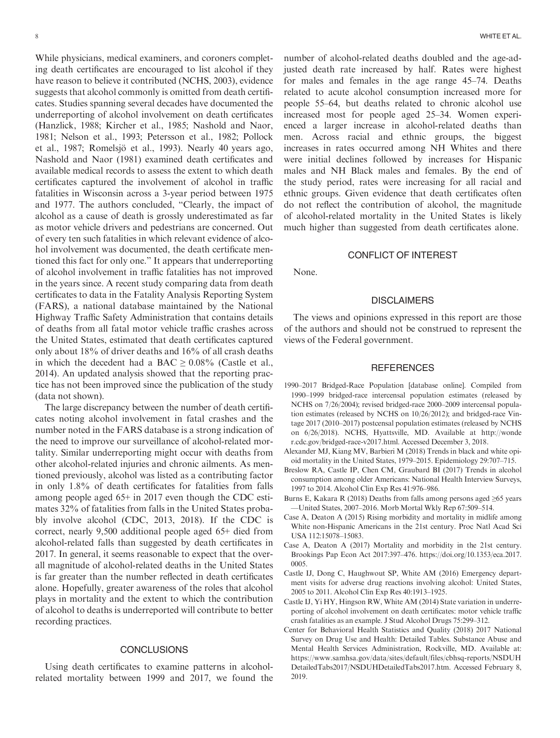While physicians, medical examiners, and coroners completing death certificates are encouraged to list alcohol if they have reason to believe it contributed (NCHS, 2003), evidence suggests that alcohol commonly is omitted from death certificates. Studies spanning several decades have documented the underreporting of alcohol involvement on death certificates (Hanzlick, 1988; Kircher et al., 1985; Nashold and Naor, 1981; Nelson et al., 1993; Petersson et al., 1982; Pollock et al., 1987; Romelsjö et al., 1993). Nearly 40 years ago, Nashold and Naor (1981) examined death certificates and available medical records to assess the extent to which death certificates captured the involvement of alcohol in traffic fatalities in Wisconsin across a 3-year period between 1975 and 1977. The authors concluded, "Clearly, the impact of alcohol as a cause of death is grossly underestimated as far as motor vehicle drivers and pedestrians are concerned. Out of every ten such fatalities in which relevant evidence of alcohol involvement was documented, the death certificate mentioned this fact for only one." It appears that underreporting of alcohol involvement in traffic fatalities has not improved in the years since. A recent study comparing data from death certificates to data in the Fatality Analysis Reporting System (FARS), a national database maintained by the National Highway Traffic Safety Administration that contains details of deaths from all fatal motor vehicle traffic crashes across the United States, estimated that death certificates captured only about 18% of driver deaths and 16% of all crash deaths in which the decedent had a BAC $\geq$ 0.08% (Castle et al., 2014). An updated analysis showed that the reporting practice has not been improved since the publication of the study (data not shown).

The large discrepancy between the number of death certificates noting alcohol involvement in fatal crashes and the number noted in the FARS database is a strong indication of the need to improve our surveillance of alcohol-related mortality. Similar underreporting might occur with deaths from other alcohol-related injuries and chronic ailments. As mentioned previously, alcohol was listed as a contributing factor in only 1.8% of death certificates for fatalities from falls among people aged 65+ in 2017 even though the CDC estimates 32% of fatalities from falls in the United States probably involve alcohol (CDC, 2013, 2018). If the CDC is correct, nearly 9,500 additional people aged 65+ died from alcohol-related falls than suggested by death certificates in 2017. In general, it seems reasonable to expect that the overall magnitude of alcohol-related deaths in the United States is far greater than the number reflected in death certificates alone. Hopefully, greater awareness of the roles that alcohol plays in mortality and the extent to which the contribution of alcohol to deaths is underreported will contribute to better recording practices.

## CONCLUSIONS

Using death certificates to examine patterns in alcohol-related mortality between 1999 and 2017, we found the number of alcohol-related deaths doubled and the age-adjusted death rate increased by half. Rates were highest for males and females in the age range 45–74. Deaths related to acute alcohol consumption increased more for people 55–64, but deaths related to chronic alcohol use increased most for people aged 25–34. Women experienced a larger increase in alcohol-related deaths than men. Across racial and ethnic groups, the biggest increases in rates occurred among NH Whites and there were initial declines followed by increases for Hispanic males and NH Black males and females. By the end of the study period, rates were increasing for all racial and ethnic groups. Given evidence that death certificates often do not reflect the contribution of alcohol, the magnitude of alcohol-related mortality in the United States is likely much higher than suggested from death certificates alone.

## CONFLICT OF INTEREST

None.

## DISCLAIMERS

The views and opinions expressed in this report are those of the authors and should not be construed to represent the views of the Federal government.

## REFERENCES

1990–2017 Bridged-Race Population [database online]. Compiled from 1990–1999 bridged-race intercensal population estimates (released by NCHS on 7/26/2004); revised bridged-race 2000–2009 intercensal population estimates (released by NCHS on 10/26/2012); and bridged-race Vintage 2017 (2010–2017) postcensal population estimates (released by NCHS on 6/26/2018). NCHS, Hyattsville, MD. Available at http://wonder.cdc.gov/bridged-race-v2017.html. Accessed December 3, 2018.

Alexander MJ, Kiang MV, Barbieri M (2018) Trends in black and white opioid mortality in the United States, 1979–2015. Epidemiology 29:707–715.

Breslow RA, Castle IP, Chen CM, Graubard BI (2017) Trends in alcohol consumption among older Americans: National Health Interview Surveys, 1997 to 2014. Alcohol Clin Exp Res 41:976–986.

Burns E, Kakara R (2018) Deaths from falls among persons aged ≥65 years —United States, 2007–2016. Morb Mortal Wkly Rep 67:509–514.

Case A, Deaton A (2015) Rising morbidity and mortality in midlife among White non-Hispanic Americans in the 21st century. Proc Natl Acad Sci USA 112:15078–15083.

Case A, Deaton A (2017) Mortality and morbidity in the 21st century. Brookings Pap Econ Act 2017:397–476. https://doi.org/10.1353/eca.2017.0005.

Castle IJ, Dong C, Haughwout SP, White AM (2016) Emergency department visits for adverse drug reactions involving alcohol: United States, 2005 to 2011. Alcohol Clin Exp Res 40:1913–1925.

Castle IJ, Yi HY, Hingson RW, White AM (2014) State variation in underreporting of alcohol involvement on death certificates: motor vehicle traffic crash fatalities as an example. J Stud Alcohol Drugs 75:299–312.

Center for Behavioral Health Statistics and Quality (2018) 2017 National Survey on Drug Use and Health: Detailed Tables. Substance Abuse and Mental Health Services Administration, Rockville, MD. Available at: https://www.samhsa.gov/data/sites/default/files/cbhsq-reports/NSDUHDetailedTabs2017/NSDUHDetailedTabs2017.htm. Accessed February 8, 2019.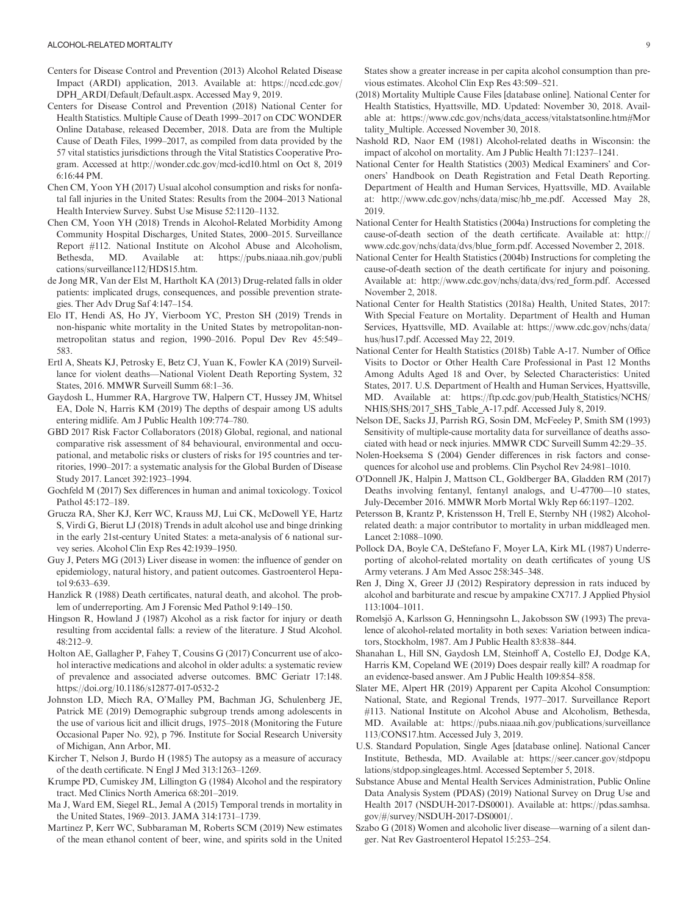Centers for Disease Control and Prevention (2013) Alcohol Related Disease Impact (ARDI) application, 2013. Available at: https://nccd.cdc.gov/DPH_ARDI/Default/Default.aspx. Accessed May 9, 2019.

Centers for Disease Control and Prevention (2018) National Center for Health Statistics. Multiple Cause of Death 1999–2017 on CDC WONDER Online Database, released December, 2018. Data are from the Multiple Cause of Death Files, 1999–2017, as compiled from data provided by the 57 vital statistics jurisdictions through the Vital Statistics Cooperative Program. Accessed at http://wonder.cdc.gov/mcd-icd10.html on Oct 8, 2019 6:16:44 PM.

Chen CM, Yoon YH (2017) Usual alcohol consumption and risks for nonfatal fall injuries in the United States: Results from the 2004–2013 National Health Interview Survey. Subst Use Misuse 52:1120–1132.

Chen CM, Yoon YH (2018) Trends in Alcohol-Related Morbidity Among Community Hospital Discharges, United States, 2000–2015. Surveillance Report #112. National Institute on Alcohol Abuse and Alcoholism, Bethesda, MD. Available at: https://pubs.niaaa.nih.gov/publications/surveillance112/HDS15.htm.

de Jong MR, Van der Elst M, Hartholt KA (2013) Drug-related falls in older patients: implicated drugs, consequences, and possible prevention strategies. Ther Adv Drug Saf 4:147–154.

Elo IT, Hendi AS, Ho JY, Vierboom YC, Preston SH (2019) Trends in non-hispanic white mortality in the United States by metropolitan-nonmetropolitan status and region, 1990–2016. Popul Dev Rev 45:549–583.

Ertl A, Sheats KJ, Petrosky E, Betz CJ, Yuan K, Fowler KA (2019) Surveillance for violent deaths—National Violent Death Reporting System, 32 States, 2016. MMWR Surveill Summ 68:1–36.

Gaydosh L, Hummer RA, Hargrove TW, Halpern CT, Hussey JM, Whitsel EA, Dole N, Harris KM (2019) The depths of despair among US adults entering midlife. Am J Public Health 109:774–780.

GBD 2017 Risk Factor Collaborators (2018) Global, regional, and national comparative risk assessment of 84 behavioural, environmental and occupational, and metabolic risks or clusters of risks for 195 countries and territories, 1990–2017: a systematic analysis for the Global Burden of Disease Study 2017. Lancet 392:1923–1994.

Gochfeld M (2017) Sex differences in human and animal toxicology. Toxicol Pathol 45:172–189.

Grucza RA, Sher KJ, Kerr WC, Krauss MJ, Lui CK, McDowell YE, Hartz S, Virdi G, Bierut LJ (2018) Trends in adult alcohol use and binge drinking in the early 21st-century United States: a meta-analysis of 6 national survey series. Alcohol Clin Exp Res 42:1939–1950.

Guy J, Peters MG (2013) Liver disease in women: the influence of gender on epidemiology, natural history, and patient outcomes. Gastroenterol Hepatol 9:633–639.

Hanzlick R (1988) Death certificates, natural death, and alcohol. The problem of underreporting. Am J Forensic Med Pathol 9:149–150.

Hingson R, Howland J (1987) Alcohol as a risk factor for injury or death resulting from accidental falls: a review of the literature. J Stud Alcohol. 48:212–9.

Holton AE, Gallagher P, Fahey T, Cousins G (2017) Concurrent use of alcohol interactive medications and alcohol in older adults: a systematic review of prevalence and associated adverse outcomes. BMC Geriatr 17:148. https://doi.org/10.1186/s12877-017-0532-2

Johnston LD, Miech RA, O'Malley PM, Bachman JG, Schulenberg JE, Patrick ME (2019) Demographic subgroup trends among adolescents in the use of various licit and illicit drugs, 1975–2018 (Monitoring the Future Occasional Paper No. 92), p 796. Institute for Social Research University of Michigan, Ann Arbor, MI.

Kircher T, Nelson J, Burdo H (1985) The autopsy as a measure of accuracy of the death certificate. N Engl J Med 313:1263–1269.

Krumpe PD, Cumiskey JM, Lillington G (1984) Alcohol and the respiratory tract. Med Clinics North America 68:201–2019.

Ma J, Ward EM, Siegel RL, Jemal A (2015) Temporal trends in mortality in the United States, 1969–2013. JAMA 314:1731–1739.

Martinez P, Kerr WC, Subbaraman M, Roberts SCM (2019) New estimates of the mean ethanol content of beer, wine, and spirits sold in the United States show a greater increase in per capita alcohol consumption than previous estimates. Alcohol Clin Exp Res 43:509–521.

(2018) Mortality Multiple Cause Files [database online]. National Center for Health Statistics, Hyattsville, MD. Updated: November 30, 2018. Available at: https://www.cdc.gov/nchs/data_access/vitalstatsonline.htm#Mortality_Multiple. Accessed November 30, 2018.

Nashold RD, Naor EM (1981) Alcohol-related deaths in Wisconsin: the impact of alcohol on mortality. Am J Public Health 71:1237–1241.

National Center for Health Statistics (2003) Medical Examiners' and Coroners' Handbook on Death Registration and Fetal Death Reporting. Department of Health and Human Services, Hyattsville, MD. Available at: http://www.cdc.gov/nchs/data/misc/hb_me.pdf. Accessed May 28, 2019.

National Center for Health Statistics (2004a) Instructions for completing the cause-of-death section of the death certificate. Available at: http://www.cdc.gov/nchs/data/dvs/blue_form.pdf. Accessed November 2, 2018.

National Center for Health Statistics (2004b) Instructions for completing the cause-of-death section of the death certificate for injury and poisoning. Available at: http://www.cdc.gov/nchs/data/dvs/red_form.pdf. Accessed November 2, 2018.

National Center for Health Statistics (2018a) Health, United States, 2017: With Special Feature on Mortality. Department of Health and Human Services, Hyattsville, MD. Available at: https://www.cdc.gov/nchs/data/hus/hus17.pdf. Accessed May 22, 2019.

National Center for Health Statistics (2018b) Table A-17. Number of Office Visits to Doctor or Other Health Care Professional in Past 12 Months Among Adults Aged 18 and Over, by Selected Characteristics: United States, 2017. U.S. Department of Health and Human Services, Hyattsville, MD. Available at: https://ftp.cdc.gov/pub/Health_Statistics/NCHS/NHIS/SHS/2017_SHS_Table_A-17.pdf. Accessed July 8, 2019.

Nelson DE, Sacks JJ, Parrish RG, Sosin DM, McFeeley P, Smith SM (1993) Sensitivity of multiple-cause mortality data for surveillance of deaths associated with head or neck injuries. MMWR CDC Surveill Summ 42:29–35.

Nolen-Hoeksema S (2004) Gender differences in risk factors and consequences for alcohol use and problems. Clin Psychol Rev 24:981–1010.

O'Donnell JK, Halpin J, Mattson CL, Goldberger BA, Gladden RM (2017) Deaths involving fentanyl, fentanyl analogs, and U-47700—10 states, July-December 2016. MMWR Morb Mortal Wkly Rep 66:1197–1202.

Petersson B, Krantz P, Kristensson H, Trell E, Sternby NH (1982) Alcohol-related death: a major contributor to mortality in urban middleaged men. Lancet 2:1088–1090.

Pollock DA, Boyle CA, DeStefano F, Moyer LA, Kirk ML (1987) Underreporting of alcohol-related mortality on death certificates of young US Army veterans. J Am Med Assoc 258:345–348.

Ren J, Ding X, Greer JJ (2012) Respiratory depression in rats induced by alcohol and barbiturate and rescue by ampakine CX717. J Applied Physiol 113:1004–1011.

Romelsjö A, Karlsson G, Henningsohn L, Jakobsson SW (1993) The prevalence of alcohol-related mortality in both sexes: Variation between indicators, Stockholm, 1987. Am J Public Health 83:838–844.

Shanahan L, Hill SN, Gaydosh LM, Steinhoff A, Costello EJ, Dodge KA, Harris KM, Copeland WE (2019) Does despair really kill? A roadmap for an evidence-based answer. Am J Public Health 109:854–858.

Slater ME, Alpert HR (2019) Apparent per Capita Alcohol Consumption: National, State, and Regional Trends, 1977–2017. Surveillance Report #113. National Institute on Alcohol Abuse and Alcoholism, Bethesda, MD. Available at: https://pubs.niaaa.nih.gov/publications/surveillance113/CONS17.htm. Accessed July 3, 2019.

U.S. Standard Population, Single Ages [database online]. National Cancer Institute, Bethesda, MD. Available at: https://seer.cancer.gov/stdpopulations/stdpop.singleages.html. Accessed September 5, 2018.

Substance Abuse and Mental Health Services Administration, Public Online Data Analysis System (PDAS) (2019) National Survey on Drug Use and Health 2017 (NSDUH-2017-DS0001). Available at: https://pdas.samhsa.gov/#/survey/NSDUH-2017-DS0001/.

Szabo G (2018) Women and alcoholic liver disease—warning of a silent danger. Nat Rev Gastroenterol Hepatol 15:253–254.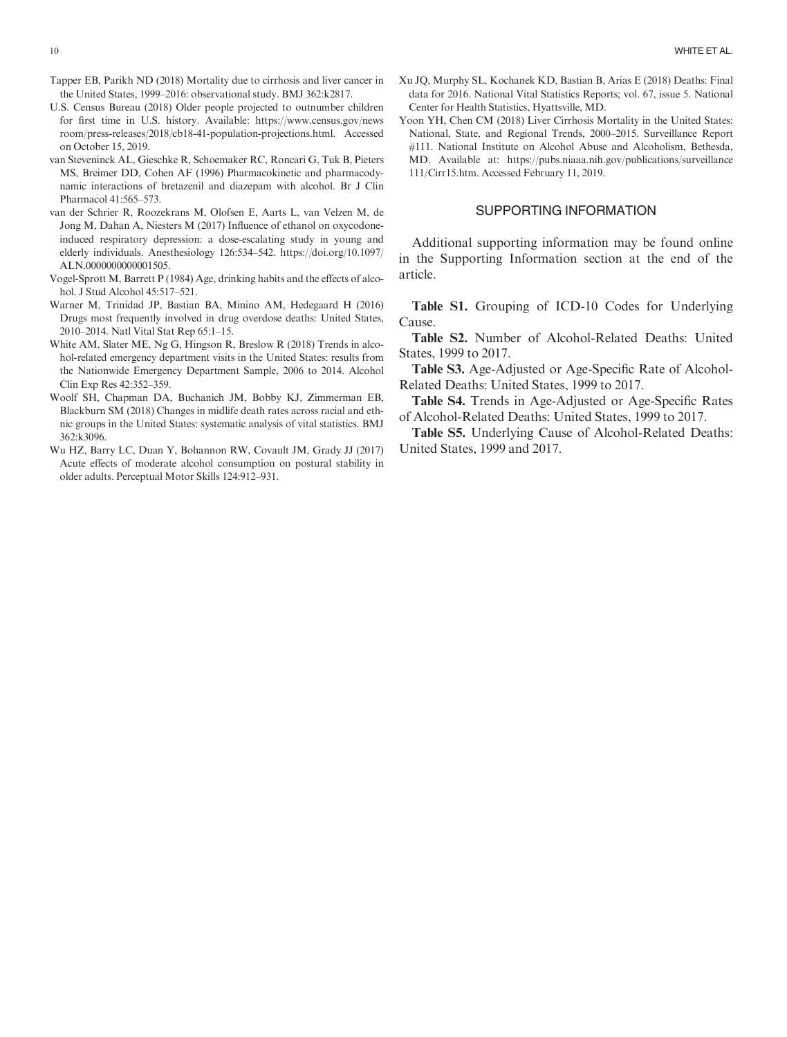Tapper EB, Parikh ND (2018) Mortality due to cirrhosis and liver cancer in the United States, 1999–2016: observational study. BMJ 362:k2817.

U.S. Census Bureau (2018) Older people projected to outnumber children for first time in U.S. history. Available: https://www.census.gov/newsroom/press-releases/2018/cb18-41-population-projections.html. Accessed on October 15, 2019.

van Steveninck AL, Gieschke R, Schoemaker RC, Roncari G, Tuk B, Pieters MS, Breimer DD, Cohen AF (1996) Pharmacokinetic and pharmacodynamic interactions of bretazenil and diazepam with alcohol. Br J Clin Pharmacol 41:565–573.

van der Schrier R, Roozekrans M, Olofsen E, Aarts L, van Velzen M, de Jong M, Dahan A, Niesters M (2017) Influence of ethanol on oxycodone-induced respiratory depression: a dose-escalating study in young and elderly individuals. Anesthesiology 126:534–542. https://doi.org/10.1097/ALN.0000000000001505.

Vogel-Sprott M, Barrett P (1984) Age, drinking habits and the effects of alcohol. J Stud Alcohol 45:517–521.

Warner M, Trinidad JP, Bastian BA, Minino AM, Hedegaard H (2016) Drugs most frequently involved in drug overdose deaths: United States, 2010–2014. Natl Vital Stat Rep 65:1–15.

White AM, Slater ME, Ng G, Hingson R, Breslow R (2018) Trends in alcohol-related emergency department visits in the United States: results from the Nationwide Emergency Department Sample, 2006 to 2014. Alcohol Clin Exp Res 42:352–359.

Woolf SH, Chapman DA, Buchanich JM, Bobby KJ, Zimmerman EB, Blackburn SM (2018) Changes in midlife death rates across racial and ethnic groups in the United States: systematic analysis of vital statistics. BMJ 362:k3096.

Wu HZ, Barry LC, Duan Y, Bohannon RW, Covault JM, Grady JJ (2017) Acute effects of moderate alcohol consumption on postural stability in older adults. Perceptual Motor Skills 124:912–931.

Xu JQ, Murphy SL, Kochanek KD, Bastian B, Arias E (2018) Deaths: Final data for 2016. National Vital Statistics Reports; vol. 67, issue 5. National Center for Health Statistics, Hyattsville, MD.

Yoon YH, Chen CM (2018) Liver Cirrhosis Mortality in the United States: National, State, and Regional Trends, 2000–2015. Surveillance Report #111. National Institute on Alcohol Abuse and Alcoholism, Bethesda, MD. Available at: https://pubs.niaaa.nih.gov/publications/surveillance111/Cirr15.htm. Accessed February 11, 2019.

## SUPPORTING INFORMATION

Additional supporting information may be found online in the Supporting Information section at the end of the article.

**Table S1.** Grouping of ICD-10 Codes for Underlying Cause.

**Table S2.** Number of Alcohol-Related Deaths: United States, 1999 to 2017.

**Table S3.** Age-Adjusted or Age-Specific Rate of Alcohol-Related Deaths: United States, 1999 to 2017.

**Table S4.** Trends in Age-Adjusted or Age-Specific Rates of Alcohol-Related Deaths: United States, 1999 to 2017.

**Table S5.** Underlying Cause of Alcohol-Related Deaths: United States, 1999 and 2017.